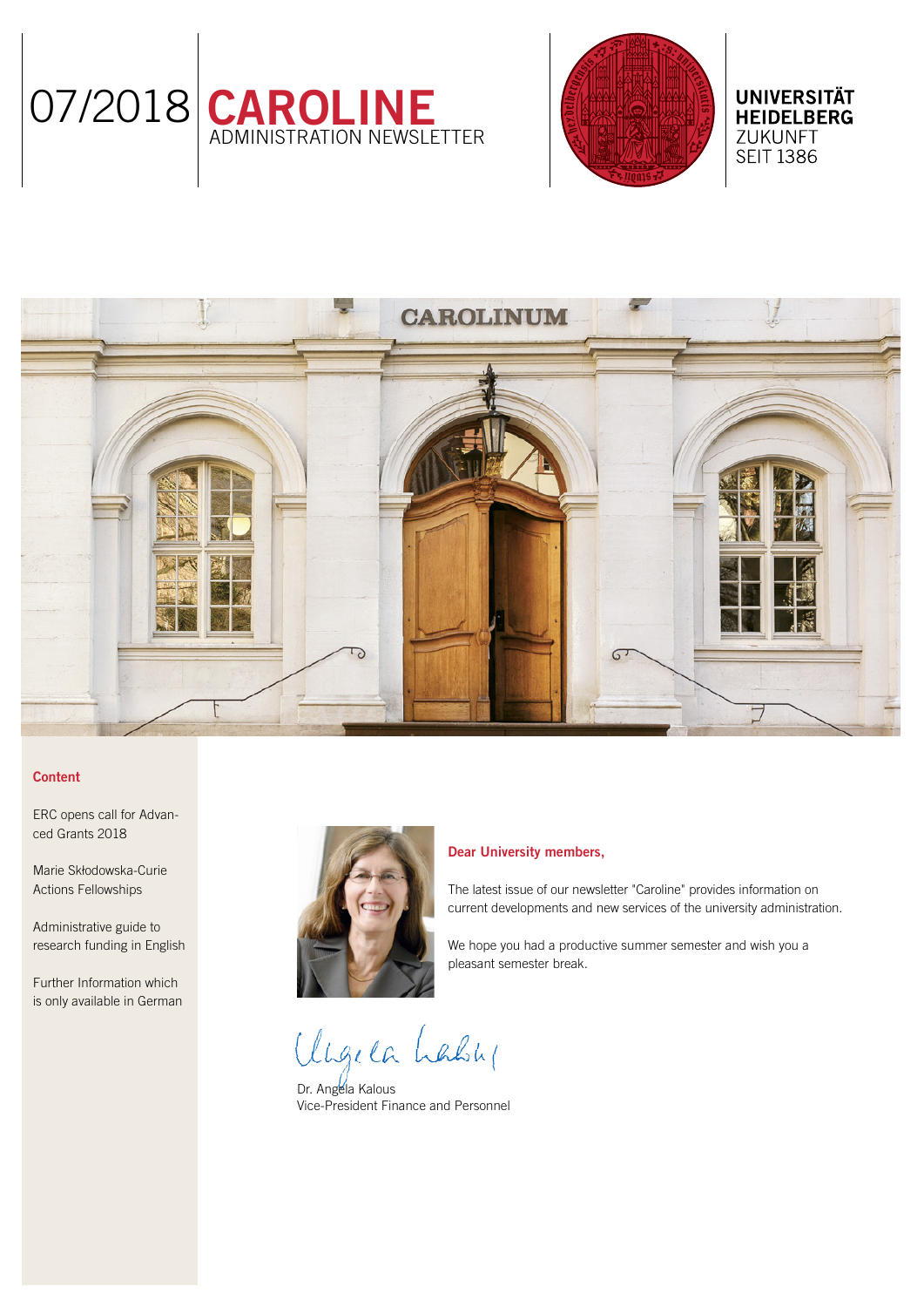07/2018 **CAROLINE**
ADMINISTRATION NEWSLETTER

**UNIVERSITÄT HEIDELBERG**
ZUKUNFT
SEIT 1386

### Content

ERC opens call for Advanced Grants 2018

Marie Skłodowska-Curie Actions Fellowships

Administrative guide to research funding in English

Further Information which is only available in German

### Dear University members,

The latest issue of our newsletter "Caroline" provides information on current developments and new services of the university administration.

We hope you had a productive summer semester and wish you a pleasant semester break.

Dr. Angela Kalous
Vice-President Finance and Personnel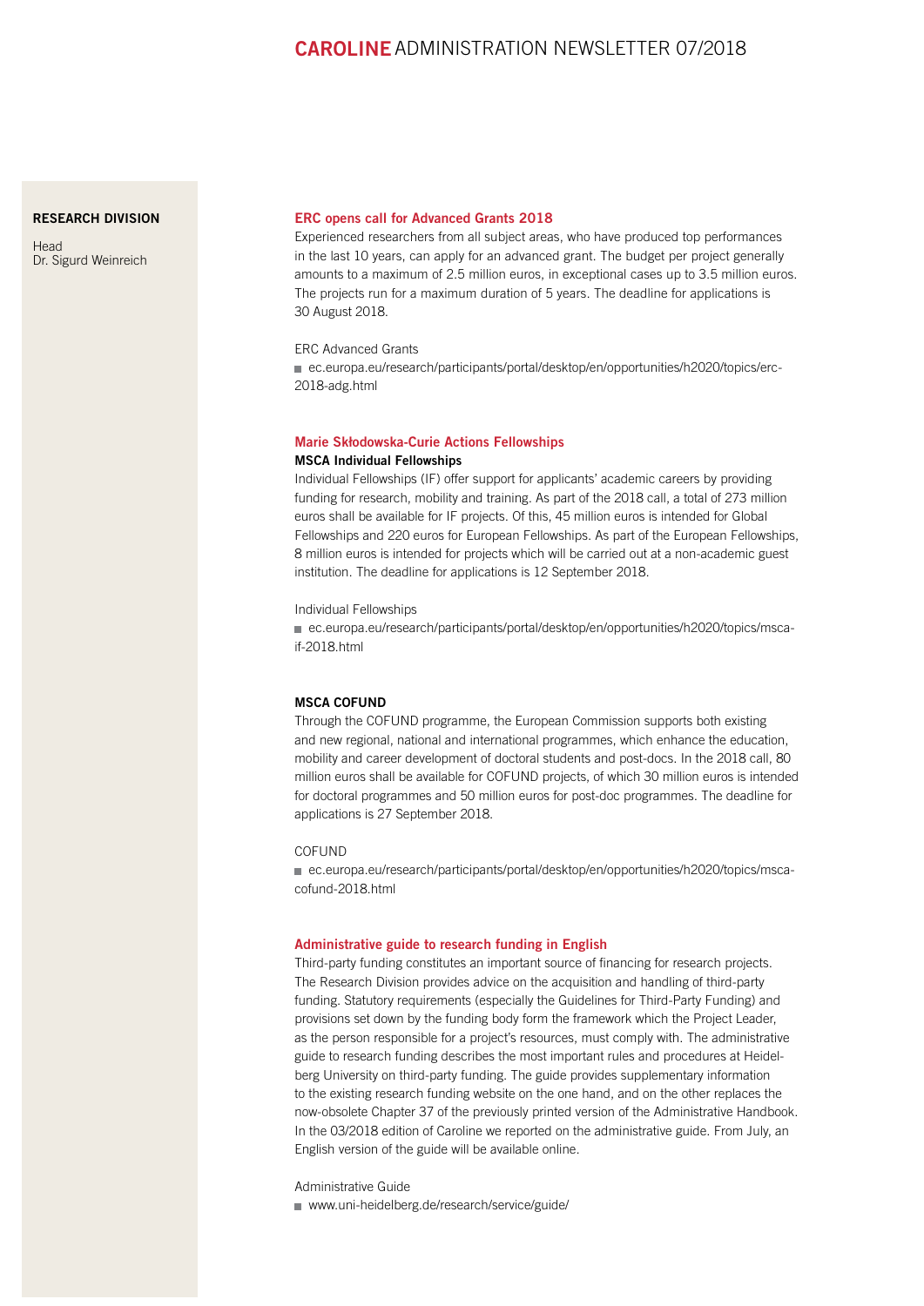**RESEARCH DIVISION**

Head
Dr. Sigurd Weinreich

## ERC opens call for Advanced Grants 2018

Experienced researchers from all subject areas, who have produced top performances in the last 10 years, can apply for an advanced grant. The budget per project generally amounts to a maximum of 2.5 million euros, in exceptional cases up to 3.5 million euros. The projects run for a maximum duration of 5 years. The deadline for applications is 30 August 2018.

ERC Advanced Grants

- ec.europa.eu/research/participants/portal/desktop/en/opportunities/h2020/topics/erc-2018-adg.html

## Marie Skłodowska-Curie Actions Fellowships

### MSCA Individual Fellowships

Individual Fellowships (IF) offer support for applicants' academic careers by providing funding for research, mobility and training. As part of the 2018 call, a total of 273 million euros shall be available for IF projects. Of this, 45 million euros is intended for Global Fellowships and 220 euros for European Fellowships. As part of the European Fellowships, 8 million euros is intended for projects which will be carried out at a non-academic guest institution. The deadline for applications is 12 September 2018.

Individual Fellowships

- ec.europa.eu/research/participants/portal/desktop/en/opportunities/h2020/topics/msca-if-2018.html

### MSCA COFUND

Through the COFUND programme, the European Commission supports both existing and new regional, national and international programmes, which enhance the education, mobility and career development of doctoral students and post-docs. In the 2018 call, 80 million euros shall be available for COFUND projects, of which 30 million euros is intended for doctoral programmes and 50 million euros for post-doc programmes. The deadline for applications is 27 September 2018.

COFUND

- ec.europa.eu/research/participants/portal/desktop/en/opportunities/h2020/topics/msca-cofund-2018.html

## Administrative guide to research funding in English

Third-party funding constitutes an important source of financing for research projects. The Research Division provides advice on the acquisition and handling of third-party funding. Statutory requirements (especially the Guidelines for Third-Party Funding) and provisions set down by the funding body form the framework which the Project Leader, as the person responsible for a project's resources, must comply with. The administrative guide to research funding describes the most important rules and procedures at Heidelberg University on third-party funding. The guide provides supplementary information to the existing research funding website on the one hand, and on the other replaces the now-obsolete Chapter 37 of the previously printed version of the Administrative Handbook. In the 03/2018 edition of Caroline we reported on the administrative guide. From July, an English version of the guide will be available online.

Administrative Guide

- www.uni-heidelberg.de/research/service/guide/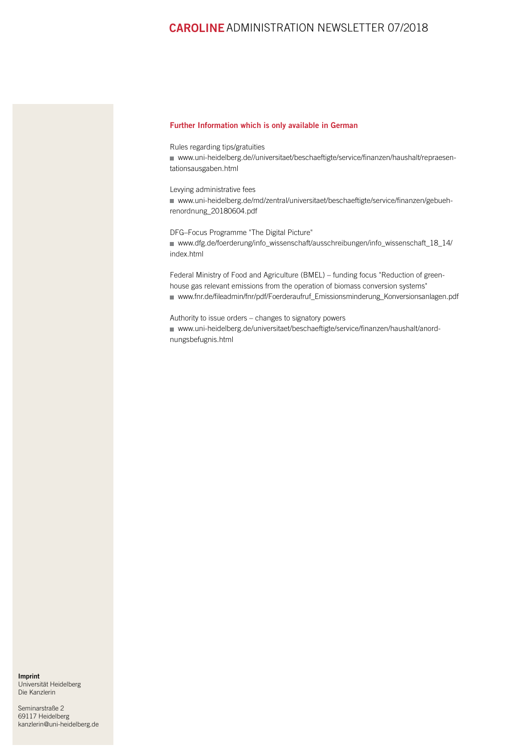## Further Information which is only available in German

Rules regarding tips/gratuities

- www.uni-heidelberg.de//universitaet/beschaeftigte/service/finanzen/haushalt/repraesentationsausgaben.html

Levying administrative fees

- www.uni-heidelberg.de/md/zentral/universitaet/beschaeftigte/service/finanzen/gebuehrenordnung_20180604.pdf

DFG–Focus Programme "The Digital Picture"

- www.dfg.de/foerderung/info_wissenschaft/ausschreibungen/info_wissenschaft_18_14/index.html

Federal Ministry of Food and Agriculture (BMEL) – funding focus "Reduction of greenhouse gas relevant emissions from the operation of biomass conversion systems"

- www.fnr.de/fileadmin/fnr/pdf/Foerderaufruf_Emissionsminderung_Konversionsanlagen.pdf

Authority to issue orders – changes to signatory powers

- www.uni-heidelberg.de/universitaet/beschaeftigte/service/finanzen/haushalt/anordnungsbefugnis.html

**Imprint**
Universität Heidelberg
Die Kanzlerin

Seminarstraße 2
69117 Heidelberg
kanzlerin@uni-heidelberg.de